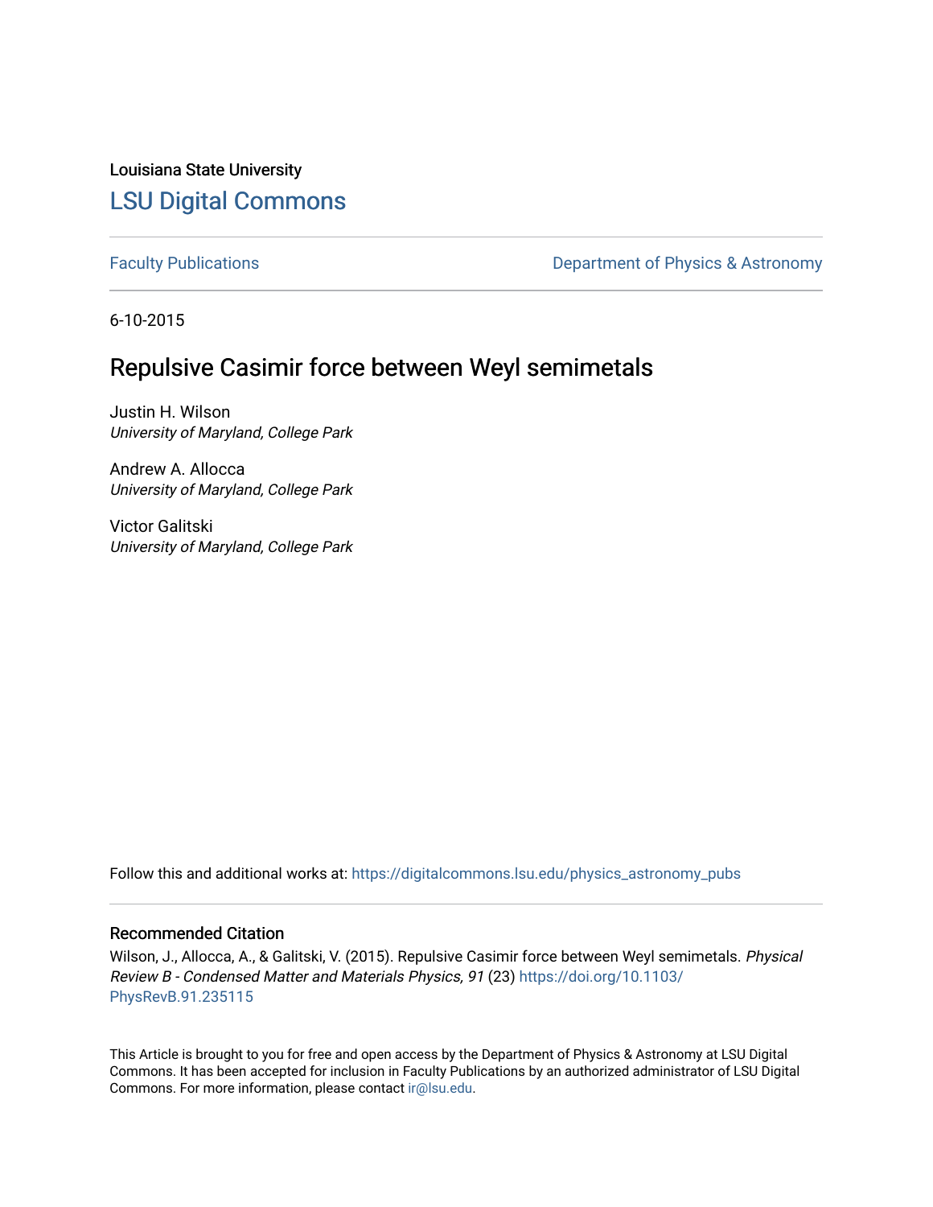Louisiana State University

# LSU Digital Commons

Faculty Publications | Department of Physics & Astronomy

6-10-2015

## Repulsive Casimir force between Weyl semimetals

Justin H. Wilson
*University of Maryland, College Park*

Andrew A. Allocca
*University of Maryland, College Park*

Victor Galitski
*University of Maryland, College Park*

Follow this and additional works at: https://digitalcommons.lsu.edu/physics_astronomy_pubs

### Recommended Citation

Wilson, J., Allocca, A., & Galitski, V. (2015). Repulsive Casimir force between Weyl semimetals. *Physical Review B - Condensed Matter and Materials Physics, 91* (23) https://doi.org/10.1103/PhysRevB.91.235115

This Article is brought to you for free and open access by the Department of Physics & Astronomy at LSU Digital Commons. It has been accepted for inclusion in Faculty Publications by an authorized administrator of LSU Digital Commons. For more information, please contact ir@lsu.edu.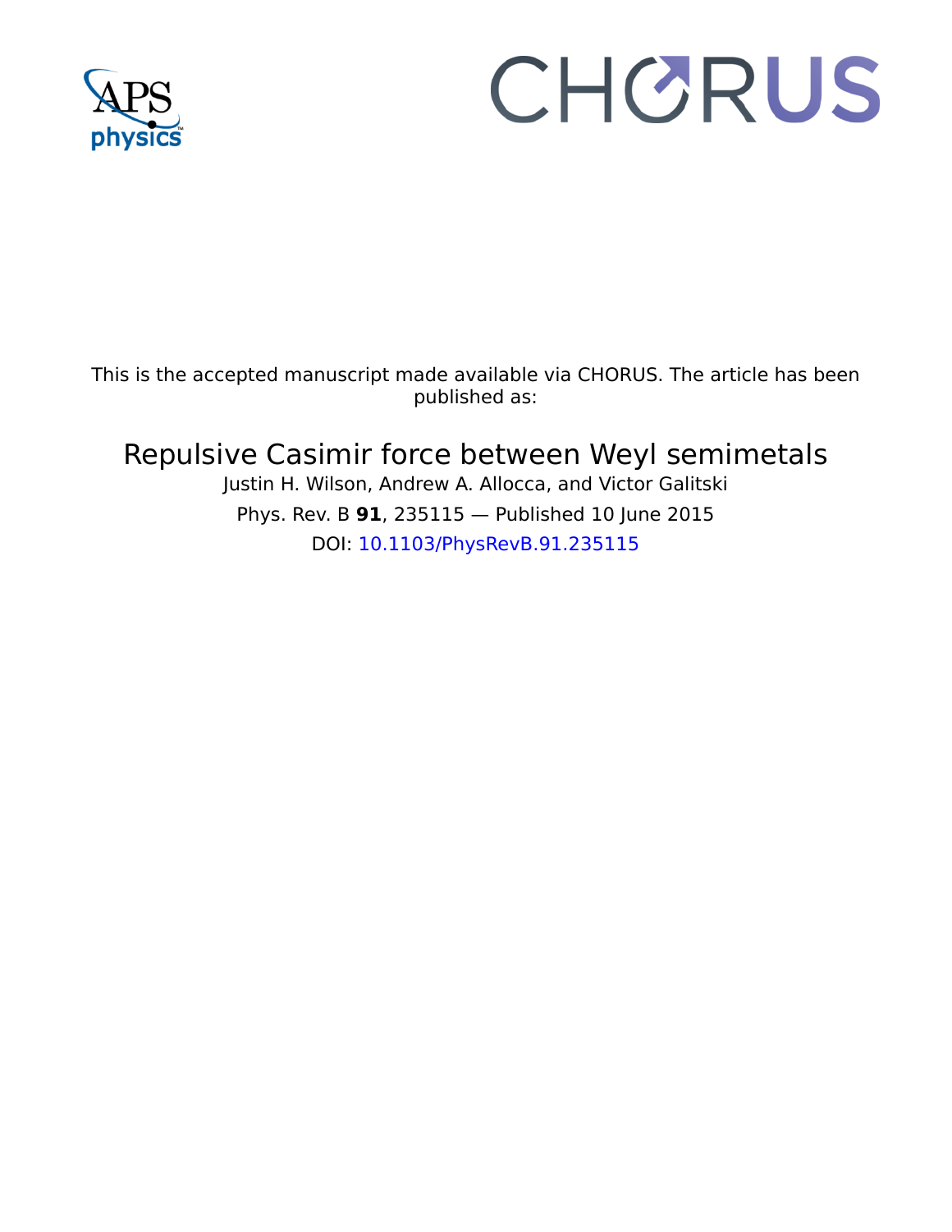This is the accepted manuscript made available via CHORUS. The article has been published as:

# Repulsive Casimir force between Weyl semimetals

Justin H. Wilson, Andrew A. Allocca, and Victor Galitski

Phys. Rev. B **91**, 235115 — Published 10 June 2015

DOI: 10.1103/PhysRevB.91.235115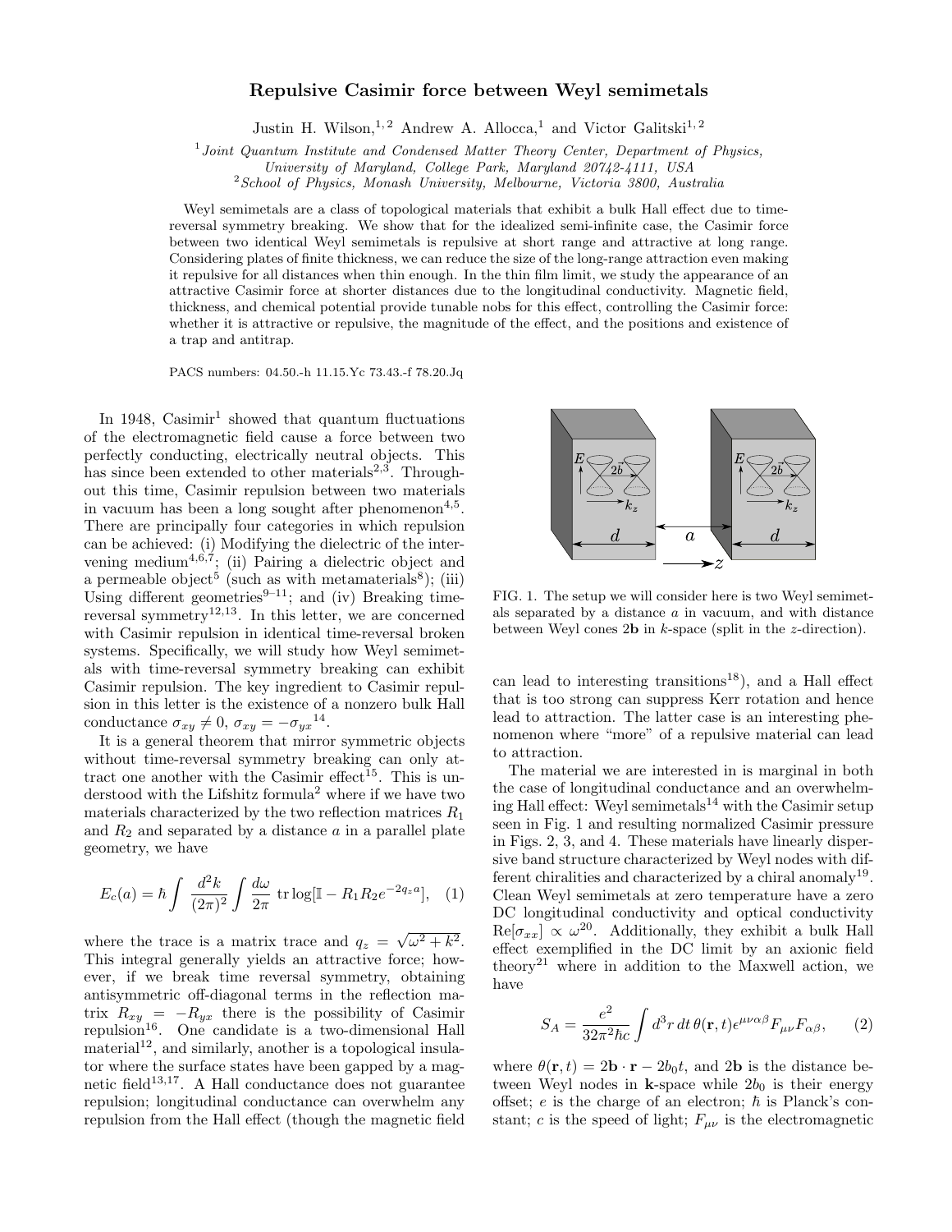# Repulsive Casimir force between Weyl semimetals

Justin H. Wilson,[1,2] Andrew A. Allocca,[1] and Victor Galitski[1,2]

[1] *Joint Quantum Institute and Condensed Matter Theory Center, Department of Physics, University of Maryland, College Park, Maryland 20742-4111, USA*
[2] *School of Physics, Monash University, Melbourne, Victoria 3800, Australia*

Weyl semimetals are a class of topological materials that exhibit a bulk Hall effect due to time-reversal symmetry breaking. We show that for the idealized semi-infinite case, the Casimir force between two identical Weyl semimetals is repulsive at short range and attractive at long range. Considering plates of finite thickness, we can reduce the size of the long-range attraction even making it repulsive for all distances when thin enough. In the thin film limit, we study the appearance of an attractive Casimir force at shorter distances due to the longitudinal conductivity. Magnetic field, thickness, and chemical potential provide tunable nobs for this effect, controlling the Casimir force: whether it is attractive or repulsive, the magnitude of the effect, and the positions and existence of a trap and antitrap.

PACS numbers: 04.50.-h 11.15.Yc 73.43.-f 78.20.Jq

In 1948, Casimir[1] showed that quantum fluctuations of the electromagnetic field cause a force between two perfectly conducting, electrically neutral objects. This has since been extended to other materials[2,3]. Throughout this time, Casimir repulsion between two materials in vacuum has been a long sought after phenomenon[4,5]. There are principally four categories in which repulsion can be achieved: (i) Modifying the dielectric of the intervening medium[4,6,7]; (ii) Pairing a dielectric object and a permeable object[5] (such as with metamaterials[8]); (iii) Using different geometries[9–11]; and (iv) Breaking time-reversal symmetry[12,13]. In this letter, we are concerned with Casimir repulsion in identical time-reversal broken systems. Specifically, we will study how Weyl semimetals with time-reversal symmetry breaking can exhibit Casimir repulsion. The key ingredient to Casimir repulsion in this letter is the existence of a nonzero bulk Hall conductance $\sigma_{xy} \neq 0$, $\sigma_{xy} = -\sigma_{yx}$[14].

It is a general theorem that mirror symmetric objects without time-reversal symmetry breaking can only attract one another with the Casimir effect[15]. This is understood with the Lifshitz formula[2] where if we have two materials characterized by the two reflection matrices $R_1$ and $R_2$ and separated by a distance $a$ in a parallel plate geometry, we have

$$E_c(a) = \hbar \int \frac{d^2k}{(2\pi)^2} \int \frac{d\omega}{2\pi} \, \mathrm{tr} \log[\mathbb{I} - R_1 R_2 e^{-2q_z a}], \quad (1)$$

where the trace is a matrix trace and $q_z = \sqrt{\omega^2 + k^2}$. This integral generally yields an attractive force; however, if we break time reversal symmetry, obtaining antisymmetric off-diagonal terms in the reflection matrix $R_{xy} = -R_{yx}$ there is the possibility of Casimir repulsion[16]. One candidate is a two-dimensional Hall material[12], and similarly, another is a topological insulator where the surface states have been gapped by a magnetic field[13,17]. A Hall conductance does not guarantee repulsion; longitudinal conductance can overwhelm any repulsion from the Hall effect (though the magnetic field can lead to interesting transitions[18]), and a Hall effect that is too strong can suppress Kerr rotation and hence lead to attraction. The latter case is an interesting phenomenon where "more" of a repulsive material can lead to attraction.

FIG. 1. The setup we will consider here is two Weyl semimetals separated by a distance $a$ in vacuum, and with distance between Weyl cones $2\mathbf{b}$ in $k$-space (split in the $z$-direction).

The material we are interested in is marginal in both the case of longitudinal conductance and an overwhelming Hall effect: Weyl semimetals[14] with the Casimir setup seen in Fig. 1 and resulting normalized Casimir pressure in Figs. 2, 3, and 4. These materials have linearly dispersive band structure characterized by Weyl nodes with different chiralities and characterized by a chiral anomaly[19]. Clean Weyl semimetals at zero temperature have a zero DC longitudinal conductivity and optical conductivity $\mathrm{Re}[\sigma_{xx}] \propto \omega$[20]. Additionally, they exhibit a bulk Hall effect exemplified in the DC limit by an axionic field theory[21] where in addition to the Maxwell action, we have

$$S_A = \frac{e^2}{32\pi^2 \hbar c} \int d^3r \, dt \, \theta(\mathbf{r}, t) \epsilon^{\mu\nu\alpha\beta} F_{\mu\nu} F_{\alpha\beta}, \quad (2)$$

where $\theta(\mathbf{r}, t) = 2\mathbf{b} \cdot \mathbf{r} - 2b_0 t$, and $2\mathbf{b}$ is the distance between Weyl nodes in $\mathbf{k}$-space while $2b_0$ is their energy offset; $e$ is the charge of an electron; $\hbar$ is Planck's constant; $c$ is the speed of light; $F_{\mu\nu}$ is the electromagnetic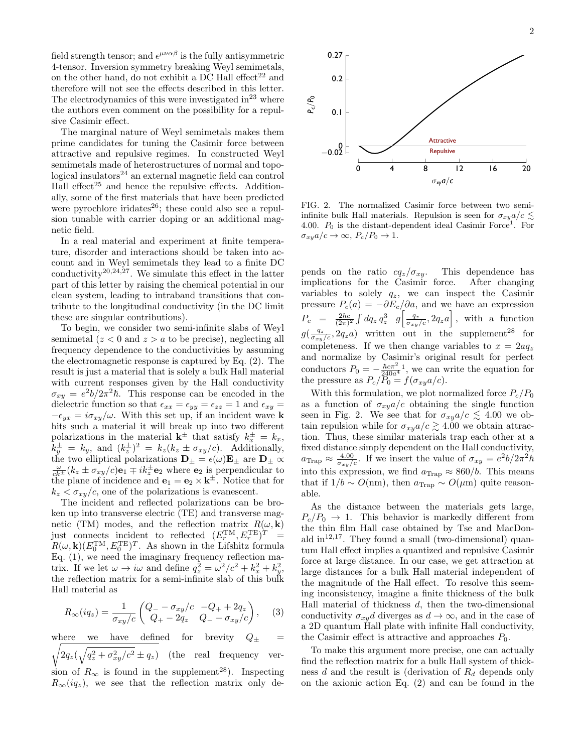field strength tensor; and $\epsilon^{\mu\nu\alpha\beta}$ is the fully antisymmetric 4-tensor. Inversion symmetry breaking Weyl semimetals, on the other hand, do not exhibit a DC Hall effect[22] and therefore will not see the effects described in this letter. The electrodynamics of this were investigated in[23] where the authors even comment on the possibility for a repulsive Casimir effect.

The marginal nature of Weyl semimetals makes them prime candidates for tuning the Casimir force between attractive and repulsive regimes. In constructed Weyl semimetals made of heterostructures of normal and topological insulators[24] an external magnetic field can control Hall effect[25] and hence the repulsive effects. Additionally, some of the first materials that have been predicted were pyrochlore iridates[26]; these could also see a repulsion tunable with carrier doping or an additional magnetic field.

In a real material and experiment at finite temperature, disorder and interactions should be taken into account and in Weyl semimetals they lead to a finite DC conductivity[20,24,27]. We simulate this effect in the latter part of this letter by raising the chemical potential in our clean system, leading to intraband transitions that contribute to the longitudinal conductivity (in the DC limit these are singular contributions).

To begin, we consider two semi-infinite slabs of Weyl semimetal ($z < 0$ and $z > a$ to be precise), neglecting all frequency dependence to the conductivities by assuming the electromagnetic response is captured by Eq. (2). The result is just a material that is solely a bulk Hall material with current responses given by the Hall conductivity $\sigma_{xy} = e^2 b/2\pi^2\hbar$. This response can be encoded in the dielectric function so that $\epsilon_{xx} = \epsilon_{yy} = \epsilon_{zz} = 1$ and $\epsilon_{xy} = -\epsilon_{yx} = i\sigma_{xy}/\omega$. With this set up, if an incident wave $\mathbf{k}$ hits such a material it will break up into two different polarizations in the material $\mathbf{k}^{\pm}$ that satisfy $k_x^{\pm} = k_x$, $k_y^{\pm} = k_y$, and $(k_z^{\pm})^2 = k_z(k_z \pm \sigma_{xy}/c)$. Additionally, the two elliptical polarizations $\mathbf{D}_{\pm} = \epsilon(\omega)\mathbf{E}_{\pm}$ are $\mathbf{D}_{\pm} \propto \frac{\omega}{ck^{\pm}}(k_z \pm \sigma_{xy}/c)\mathbf{e}_1 \mp ik_z^{\pm}\mathbf{e}_2$ where $\mathbf{e}_2$ is perpendicular to the plane of incidence and $\mathbf{e}_1 = \mathbf{e}_2 \times \mathbf{k}^{\pm}$. Notice that for $k_z < \sigma_{xy}/c$, one of the polarizations is evanescent.

The incident and reflected polarizations can be broken up into transverse electric (TE) and transverse magnetic (TM) modes, and the reflection matrix $R(\omega, \mathbf{k})$ just connects incident to reflected $(E_r^{\text{TM}}, E_r^{\text{TE}})^T = R(\omega, \mathbf{k})(E_0^{\text{TM}}, E_0^{\text{TE}})^T$. As shown in the Lifshitz formula Eq. (1), we need the imaginary frequency reflection matrix. If we let $\omega \to i\omega$ and define $q_z^2 = \omega^2/c^2 + k_x^2 + k_y^2$, the reflection matrix for a semi-infinite slab of this bulk Hall material as

$$R_\infty(iq_z) = \frac{1}{\sigma_{xy}/c}\begin{pmatrix} Q_- - \sigma_{xy}/c & -Q_+ + 2q_z \\ Q_+ - 2q_z & Q_- - \sigma_{xy}/c \end{pmatrix}, \quad (3)$$

where we have defined for brevity $Q_{\pm} = \sqrt{2q_z(\sqrt{q_z^2 + \sigma_{xy}^2/c^2} \pm q_z)}$ (the real frequency version of $R_\infty$ is found in the supplement[28]). Inspecting $R_\infty(iq_z)$, we see that the reflection matrix only depends on the ratio $cq_z/\sigma_{xy}$. This dependence has implications for the Casimir force. After changing variables to solely $q_z$, we can inspect the Casimir pressure $P_c(a) = -\partial E_c/\partial a$, and we have an expression $P_c = \frac{2\hbar c}{(2\pi)^2}\int dq_z\, q_z^3 \;\; g\left[\frac{q_z}{\sigma_{xy}/c}, 2q_z a\right]$, with a function $g(\frac{q_z}{\sigma_{xy}/c}, 2q_z a)$ written out in the supplement[28] for completeness. If we then change variables to $x = 2aq_z$ and normalize by Casimir's original result for perfect conductors $P_0 = -\frac{\hbar c\pi^2}{240a^4}$[1], we can write the equation for the pressure as $P_c/P_0 = f(\sigma_{xy}a/c)$.

FIG. 2. The normalized Casimir force between two semi-infinite bulk Hall materials. Repulsion is seen for $\sigma_{xy}a/c \lesssim 4.00$. $P_0$ is the distant-dependent ideal Casimir Force[1]. For $\sigma_{xy}a/c \to \infty$, $P_c/P_0 \to 1$.

With this formulation, we plot normalized force $P_c/P_0$ as a function of $\sigma_{xy}a/c$ obtaining the single function seen in Fig. 2. We see that for $\sigma_{xy}a/c \lesssim 4.00$ we obtain repulsion while for $\sigma_{xy}a/c \gtrsim 4.00$ we obtain attraction. Thus, these similar materials trap each other at a fixed distance simply dependent on the Hall conductivity, $a_{\text{Trap}} \approx \frac{4.00}{\sigma_{xy}/c}$. If we insert the value of $\sigma_{xy} = e^2 b/2\pi^2\hbar$ into this expression, we find $a_{\text{Trap}} \approx 860/b$. This means that if $1/b \sim O(\text{nm})$, then $a_{\text{Trap}} \sim O(\mu\text{m})$ quite reasonable.

As the distance between the materials gets large, $P_c/P_0 \to 1$. This behavior is markedly different from the thin film Hall case obtained by Tse and MacDonald in[12,17]. They found a small (two-dimensional) quantum Hall effect implies a quantized and repulsive Casimir force at large distance. In our case, we get attraction at large distances for a bulk Hall material independent of the magnitude of the Hall effect. To resolve this seeming inconsistency, imagine a finite thickness of the bulk Hall material of thickness $d$, then the two-dimensional conductivity $\sigma_{xy}d$ diverges as $d \to \infty$, and in the case of a 2D quantum Hall plate with infinite Hall conductivity, the Casimir effect is attractive and approaches $P_0$.

To make this argument more precise, one can actually find the reflection matrix for a bulk Hall system of thickness $d$ and the result is (derivation of $R_d$ depends only on the axionic action Eq. (2) and can be found in the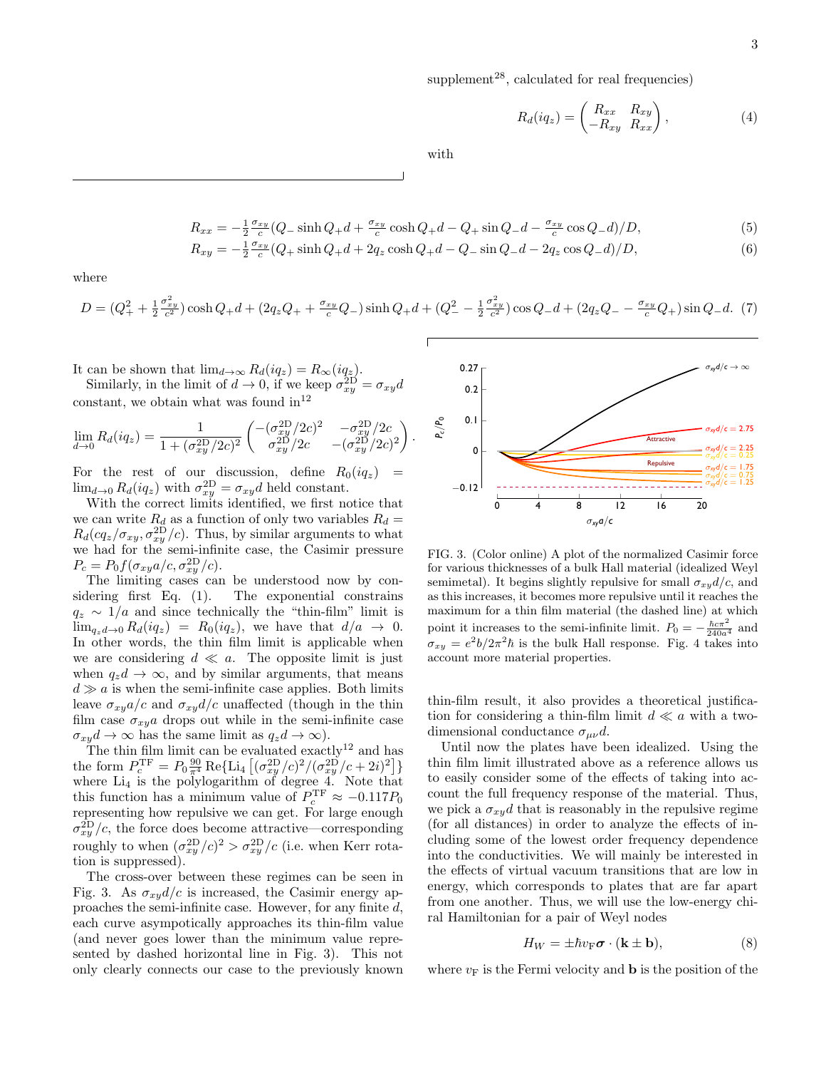supplement[28], calculated for real frequencies)

$$R_d(iq_z) = \begin{pmatrix} R_{xx} & R_{xy} \\ -R_{xy} & R_{xx} \end{pmatrix}, \tag{4}$$

with

$$R_{xx} = -\tfrac{1}{2}\tfrac{\sigma_{xy}}{c}(Q_- \sinh Q_+ d + \tfrac{\sigma_{xy}}{c}\cosh Q_+ d - Q_+ \sin Q_- d - \tfrac{\sigma_{xy}}{c}\cos Q_- d)/D, \tag{5}$$

$$R_{xy} = -\tfrac{1}{2}\tfrac{\sigma_{xy}}{c}(Q_+ \sinh Q_+ d + 2q_z \cosh Q_+ d - Q_- \sin Q_- d - 2q_z \cos Q_- d)/D, \tag{6}$$

where

$$D = (Q_+^2 + \tfrac{1}{2}\tfrac{\sigma_{xy}^2}{c^2})\cosh Q_+ d + (2q_z Q_+ + \tfrac{\sigma_{xy}}{c}Q_-)\sinh Q_+ d + (Q_-^2 - \tfrac{1}{2}\tfrac{\sigma_{xy}^2}{c^2})\cos Q_- d + (2q_z Q_- - \tfrac{\sigma_{xy}}{c}Q_+)\sin Q_- d. \tag{7}$$

It can be shown that $\lim_{d\to\infty} R_d(iq_z) = R_\infty(iq_z)$.

Similarly, in the limit of $d \to 0$, if we keep $\sigma_{xy}^{\rm 2D} = \sigma_{xy} d$ constant, we obtain what was found in[12]

$$\lim_{d\to 0} R_d(iq_z) = \frac{1}{1+(\sigma_{xy}^{\rm 2D}/2c)^2}\begin{pmatrix} -(\sigma_{xy}^{\rm 2D}/2c)^2 & -\sigma_{xy}^{\rm 2D}/2c \\ \sigma_{xy}^{\rm 2D}/2c & -(\sigma_{xy}^{\rm 2D}/2c)^2 \end{pmatrix}.$$

For the rest of our discussion, define $R_0(iq_z) = \lim_{d\to 0} R_d(iq_z)$ with $\sigma_{xy}^{\rm 2D} = \sigma_{xy} d$ held constant.

With the correct limits identified, we first notice that we can write $R_d$ as a function of only two variables $R_d = R_d(cq_z/\sigma_{xy}, \sigma_{xy}^{\rm 2D}/c)$. Thus, by similar arguments to what we had for the semi-infinite case, the Casimir pressure $P_c = P_0 f(\sigma_{xy} a/c, \sigma_{xy}^{\rm 2D}/c)$.

The limiting cases can be understood now by considering first Eq. (1). The exponential constrains $q_z \sim 1/a$ and since technically the "thin-film" limit is $\lim_{q_z d\to 0} R_d(iq_z) = R_0(iq_z)$, we have that $d/a \to 0$. In other words, the thin film limit is applicable when we are considering $d \ll a$. The opposite limit is just when $q_z d \to \infty$, and by similar arguments, that means $d \gg a$ is when the semi-infinite case applies. Both limits leave $\sigma_{xy} a/c$ and $\sigma_{xy} d/c$ unaffected (though in the thin film case $\sigma_{xy} a$ drops out while in the semi-infinite case $\sigma_{xy} d \to \infty$ has the same limit as $q_z d \to \infty$).

The thin film limit can be evaluated exactly[12] and has the form $P_c^{\rm TF} = P_0 \frac{90}{\pi^4} {\rm Re}\{{\rm Li}_4\left[(\sigma_{xy}^{\rm 2D}/c)^2/(\sigma_{xy}^{\rm 2D}/c + 2i)^2\right]\}$ where ${\rm Li}_4$ is the polylogarithm of degree 4. Note that this function has a minimum value of $P_c^{\rm TF} \approx -0.117 P_0$ representing how repulsive we can get. For large enough $\sigma_{xy}^{\rm 2D}/c$, the force does become attractive—corresponding roughly to when $(\sigma_{xy}^{\rm 2D}/c)^2 > \sigma_{xy}^{\rm 2D}/c$ (i.e. when Kerr rotation is suppressed).

The cross-over between these regimes can be seen in Fig. 3. As $\sigma_{xy} d/c$ is increased, the Casimir energy approaches the semi-infinite case. However, for any finite $d$, each curve asympotically approaches its thin-film value (and never goes lower than the minimum value represented by dashed horizontal line in Fig. 3). This not only clearly connects our case to the previously known thin-film result, it also provides a theoretical justification for considering a thin-film limit $d \ll a$ with a two-dimensional conductance $\sigma_{\mu\nu} d$.

FIG. 3. (Color online) A plot of the normalized Casimir force for various thicknesses of a bulk Hall material (idealized Weyl semimetal). It begins slightly repulsive for small $\sigma_{xy} d/c$, and as this increases, it becomes more repulsive until it reaches the maximum for a thin film material (the dashed line) at which point it increases to the semi-infinite limit. $P_0 = -\frac{\hbar c \pi^2}{240 a^4}$ and $\sigma_{xy} = e^2 b/2\pi^2\hbar$ is the bulk Hall response. Fig. 4 takes into account more material properties.

Until now the plates have been idealized. Using the thin film limit illustrated above as a reference allows us to easily consider some of the effects of taking into account the full frequency response of the material. Thus, we pick a $\sigma_{xy} d$ that is reasonably in the repulsive regime (for all distances) in order to analyze the effects of including some of the lowest order frequency dependence into the conductivities. We will mainly be interested in the effects of virtual vacuum transitions that are low in energy, which corresponds to plates that are far apart from one another. Thus, we will use the low-energy chiral Hamiltonian for a pair of Weyl nodes

$$H_W = \pm\hbar v_{\rm F}\boldsymbol{\sigma}\cdot(\mathbf{k}\pm\mathbf{b}), \tag{8}$$

where $v_{\rm F}$ is the Fermi velocity and $\mathbf{b}$ is the position of the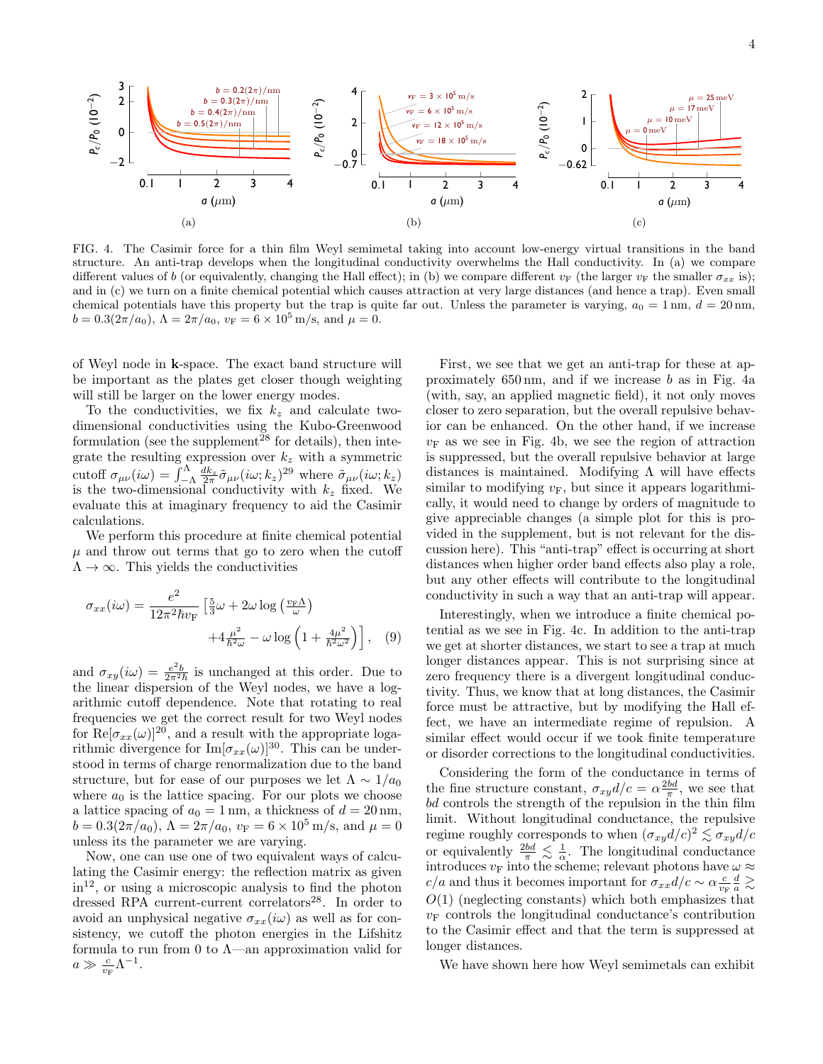FIG. 4. The Casimir force for a thin film Weyl semimetal taking into account low-energy virtual transitions in the band structure. An anti-trap develops when the longitudinal conductivity overwhelms the Hall conductivity. In (a) we compare different values of $b$ (or equivalently, changing the Hall effect); in (b) we compare different $v_{\rm F}$ (the larger $v_{\rm F}$ the smaller $\sigma_{xx}$ is); and in (c) we turn on a finite chemical potential which causes attraction at very large distances (and hence a trap). Even small chemical potentials have this property but the trap is quite far out. Unless the parameter is varying, $a_0 = 1\,\mathrm{nm}$, $d = 20\,\mathrm{nm}$, $b = 0.3(2\pi/a_0)$, $\Lambda = 2\pi/a_0$, $v_{\rm F} = 6\times10^5\,\mathrm{m/s}$, and $\mu = 0$.

of Weyl node in $\mathbf{k}$-space. The exact band structure will be important as the plates get closer though weighting will still be larger on the lower energy modes.

To the conductivities, we fix $k_z$ and calculate two-dimensional conductivities using the Kubo-Greenwood formulation (see the supplement[28] for details), then integrate the resulting expression over $k_z$ with a symmetric cutoff $\sigma_{\mu\nu}(i\omega) = \int_{-\Lambda}^{\Lambda}\frac{dk_z}{2\pi}\tilde{\sigma}_{\mu\nu}(i\omega;k_z)$[29] where $\tilde{\sigma}_{\mu\nu}(i\omega;k_z)$ is the two-dimensional conductivity with $k_z$ fixed. We evaluate this at imaginary frequency to aid the Casimir calculations.

We perform this procedure at finite chemical potential $\mu$ and throw out terms that go to zero when the cutoff $\Lambda\to\infty$. This yields the conductivities

$$\sigma_{xx}(i\omega) = \frac{e^2}{12\pi^2\hbar v_{\rm F}}\Big[\tfrac{5}{3}\omega + 2\omega\log\left(\tfrac{v_{\rm F}\Lambda}{\omega}\right) + 4\tfrac{\mu^2}{\hbar^2\omega} - \omega\log\left(1+\tfrac{4\mu^2}{\hbar^2\omega^2}\right)\Big], \quad (9)$$

and $\sigma_{xy}(i\omega) = \frac{e^2 b}{2\pi^2\hbar}$ is unchanged at this order. Due to the linear dispersion of the Weyl nodes, we have a logarithmic cutoff dependence. Note that rotating to real frequencies we get the correct result for two Weyl nodes for $\mathrm{Re}[\sigma_{xx}(\omega)]$[20], and a result with the appropriate logarithmic divergence for $\mathrm{Im}[\sigma_{xx}(\omega)]$[30]. This can be understood in terms of charge renormalization due to the band structure, but for ease of our purposes we let $\Lambda\sim 1/a_0$ where $a_0$ is the lattice spacing. For our plots we choose a lattice spacing of $a_0 = 1\,\mathrm{nm}$, a thickness of $d = 20\,\mathrm{nm}$, $b = 0.3(2\pi/a_0)$, $\Lambda = 2\pi/a_0$, $v_{\rm F} = 6\times10^5\,\mathrm{m/s}$, and $\mu = 0$ unless its the parameter we are varying.

Now, one can use one of two equivalent ways of calculating the Casimir energy: the reflection matrix as given in[12], or using a microscopic analysis to find the photon dressed RPA current-current correlators[28]. In order to avoid an unphysical negative $\sigma_{xx}(i\omega)$ as well as for consistency, we cutoff the photon energies in the Lifshitz formula to run from 0 to $\Lambda$—an approximation valid for $a \gg \frac{c}{v_{\rm F}}\Lambda^{-1}$.

First, we see that we get an anti-trap for these at approximately 650 nm, and if we increase $b$ as in Fig. 4a (with, say, an applied magnetic field), it not only moves closer to zero separation, but the overall repulsive behavior can be enhanced. On the other hand, if we increase $v_{\rm F}$ as we see in Fig. 4b, we see the region of attraction is suppressed, but the overall repulsive behavior at large distances is maintained. Modifying $\Lambda$ will have effects similar to modifying $v_{\rm F}$, but since it appears logarithmically, it would need to change by orders of magnitude to give appreciable changes (a simple plot for this is provided in the supplement, but is not relevant for the discussion here). This "anti-trap" effect is occurring at short distances when higher order band effects also play a role, but any other effects will contribute to the longitudinal conductivity in such a way that an anti-trap will appear.

Interestingly, when we introduce a finite chemical potential as we see in Fig. 4c. In addition to the anti-trap we get at shorter distances, we start to see a trap at much longer distances appear. This is not surprising since at zero frequency there is a divergent longitudinal conductivity. Thus, we know that at long distances, the Casimir force must be attractive, but by modifying the Hall effect, we have an intermediate regime of repulsion. A similar effect would occur if we took finite temperature or disorder corrections to the longitudinal conductivities.

Considering the form of the conductance in terms of the fine structure constant, $\sigma_{xy}d/c = \alpha\frac{2bd}{\pi}$, we see that $bd$ controls the strength of the repulsion in the thin film limit. Without longitudinal conductance, the repulsive regime roughly corresponds to when $(\sigma_{xy}d/c)^2 \lesssim \sigma_{xy}d/c$ or equivalently $\frac{2bd}{\pi} \lesssim \frac{1}{\alpha}$. The longitudinal conductance introduces $v_{\rm F}$ into the scheme; relevant photons have $\omega \approx c/a$ and thus it becomes important for $\sigma_{xx}d/c \sim \alpha\frac{c}{v_{\rm F}}\frac{d}{a} \gtrsim O(1)$ (neglecting constants) which both emphasizes that $v_{\rm F}$ controls the longitudinal conductance's contribution to the Casimir effect and that the term is suppressed at longer distances.

We have shown here how Weyl semimetals can exhibit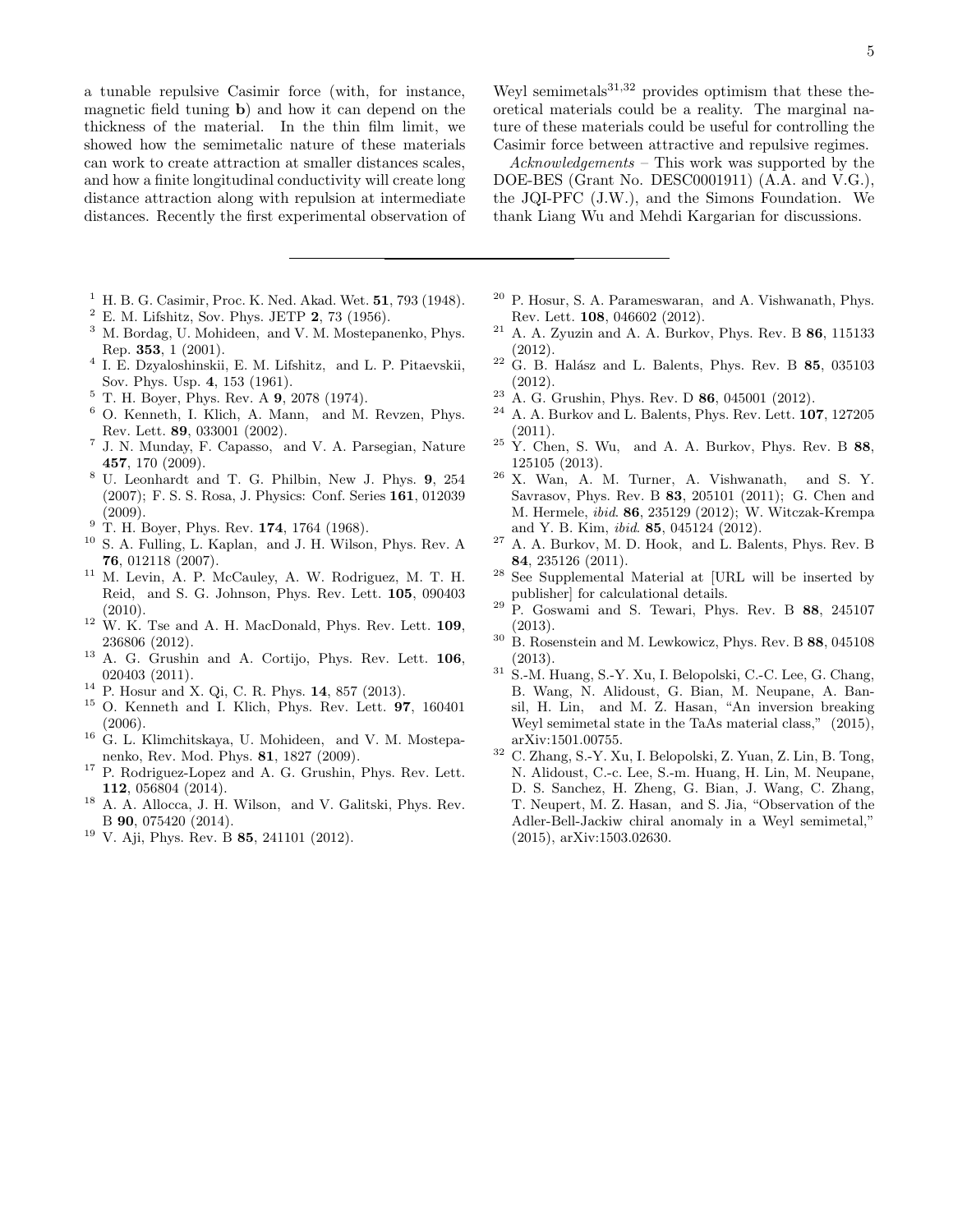a tunable repulsive Casimir force (with, for instance, magnetic field tuning **b**) and how it can depend on the thickness of the material. In the thin film limit, we showed how the semimetalic nature of these materials can work to create attraction at smaller distances scales, and how a finite longitudinal conductivity will create long distance attraction along with repulsion at intermediate distances. Recently the first experimental observation of Weyl semimetals[31,32] provides optimism that these theoretical materials could be a reality. The marginal nature of these materials could be useful for controlling the Casimir force between attractive and repulsive regimes.

*Acknowledgements* – This work was supported by the DOE-BES (Grant No. DESC0001911) (A.A. and V.G.), the JQI-PFC (J.W.), and the Simons Foundation. We thank Liang Wu and Mehdi Kargarian for discussions.

---

1. H. B. G. Casimir, Proc. K. Ned. Akad. Wet. **51**, 793 (1948).
2. E. M. Lifshitz, Sov. Phys. JETP **2**, 73 (1956).
3. M. Bordag, U. Mohideen, and V. M. Mostepanenko, Phys. Rep. **353**, 1 (2001).
4. I. E. Dzyaloshinskii, E. M. Lifshitz, and L. P. Pitaevskii, Sov. Phys. Usp. **4**, 153 (1961).
5. T. H. Boyer, Phys. Rev. A **9**, 2078 (1974).
6. O. Kenneth, I. Klich, A. Mann, and M. Revzen, Phys. Rev. Lett. **89**, 033001 (2002).
7. J. N. Munday, F. Capasso, and V. A. Parsegian, Nature **457**, 170 (2009).
8. U. Leonhardt and T. G. Philbin, New J. Phys. **9**, 254 (2007); F. S. S. Rosa, J. Physics: Conf. Series **161**, 012039 (2009).
9. T. H. Boyer, Phys. Rev. **174**, 1764 (1968).
10. S. A. Fulling, L. Kaplan, and J. H. Wilson, Phys. Rev. A **76**, 012118 (2007).
11. M. Levin, A. P. McCauley, A. W. Rodriguez, M. T. H. Reid, and S. G. Johnson, Phys. Rev. Lett. **105**, 090403 (2010).
12. W. K. Tse and A. H. MacDonald, Phys. Rev. Lett. **109**, 236806 (2012).
13. A. G. Grushin and A. Cortijo, Phys. Rev. Lett. **106**, 020403 (2011).
14. P. Hosur and X. Qi, C. R. Phys. **14**, 857 (2013).
15. O. Kenneth and I. Klich, Phys. Rev. Lett. **97**, 160401 (2006).
16. G. L. Klimchitskaya, U. Mohideen, and V. M. Mostepanenko, Rev. Mod. Phys. **81**, 1827 (2009).
17. P. Rodriguez-Lopez and A. G. Grushin, Phys. Rev. Lett. **112**, 056804 (2014).
18. A. A. Allocca, J. H. Wilson, and V. Galitski, Phys. Rev. B **90**, 075420 (2014).
19. V. Aji, Phys. Rev. B **85**, 241101 (2012).
20. P. Hosur, S. A. Parameswaran, and A. Vishwanath, Phys. Rev. Lett. **108**, 046602 (2012).
21. A. A. Zyuzin and A. A. Burkov, Phys. Rev. B **86**, 115133 (2012).
22. G. B. Halász and L. Balents, Phys. Rev. B **85**, 035103 (2012).
23. A. G. Grushin, Phys. Rev. D **86**, 045001 (2012).
24. A. A. Burkov and L. Balents, Phys. Rev. Lett. **107**, 127205 (2011).
25. Y. Chen, S. Wu, and A. A. Burkov, Phys. Rev. B **88**, 125105 (2013).
26. X. Wan, A. M. Turner, A. Vishwanath, and S. Y. Savrasov, Phys. Rev. B **83**, 205101 (2011); G. Chen and M. Hermele, *ibid*. **86**, 235129 (2012); W. Witczak-Krempa and Y. B. Kim, *ibid*. **85**, 045124 (2012).
27. A. A. Burkov, M. D. Hook, and L. Balents, Phys. Rev. B **84**, 235126 (2011).
28. See Supplemental Material at [URL will be inserted by publisher] for calculational details.
29. P. Goswami and S. Tewari, Phys. Rev. B **88**, 245107 (2013).
30. B. Rosenstein and M. Lewkowicz, Phys. Rev. B **88**, 045108 (2013).
31. S.-M. Huang, S.-Y. Xu, I. Belopolski, C.-C. Lee, G. Chang, B. Wang, N. Alidoust, G. Bian, M. Neupane, A. Bansil, H. Lin, and M. Z. Hasan, "An inversion breaking Weyl semimetal state in the TaAs material class," (2015), arXiv:1501.00755.
32. C. Zhang, S.-Y. Xu, I. Belopolski, Z. Yuan, Z. Lin, B. Tong, N. Alidoust, C.-c. Lee, S.-m. Huang, H. Lin, M. Neupane, D. S. Sanchez, H. Zheng, G. Bian, J. Wang, C. Zhang, T. Neupert, M. Z. Hasan, and S. Jia, "Observation of the Adler-Bell-Jackiw chiral anomaly in a Weyl semimetal," (2015), arXiv:1503.02630.